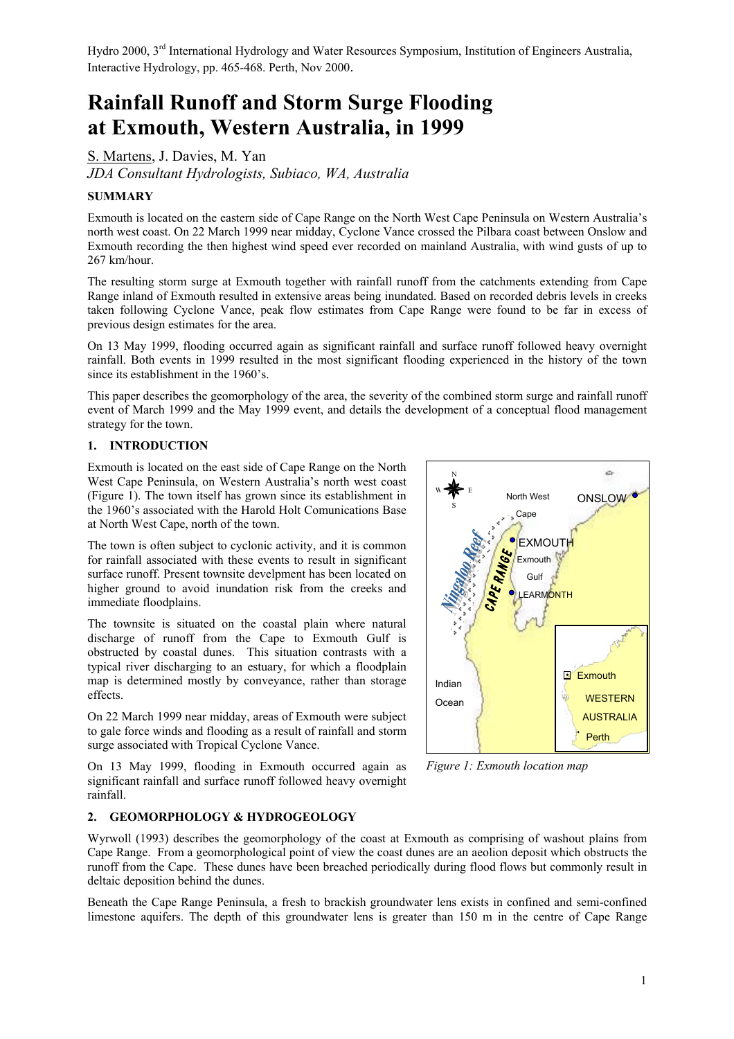Hydro 2000, 3rd International Hydrology and Water Resources Symposium, Institution of Engineers Australia, Interactive Hydrology, pp. 465-468. Perth, Nov 2000.

# Rainfall Runoff and Storm Surge Flooding at Exmouth, Western Australia, in 1999

S. Martens, J. Davies, M. Yan

*JDA Consultant Hydrologists, Subiaco, WA, Australia*

## SUMMARY

Exmouth is located on the eastern side of Cape Range on the North West Cape Peninsula on Western Australia's north west coast. On 22 March 1999 near midday, Cyclone Vance crossed the Pilbara coast between Onslow and Exmouth recording the then highest wind speed ever recorded on mainland Australia, with wind gusts of up to 267 km/hour.

The resulting storm surge at Exmouth together with rainfall runoff from the catchments extending from Cape Range inland of Exmouth resulted in extensive areas being inundated. Based on recorded debris levels in creeks taken following Cyclone Vance, peak flow estimates from Cape Range were found to be far in excess of previous design estimates for the area.

On 13 May 1999, flooding occurred again as significant rainfall and surface runoff followed heavy overnight rainfall. Both events in 1999 resulted in the most significant flooding experienced in the history of the town since its establishment in the 1960's.

This paper describes the geomorphology of the area, the severity of the combined storm surge and rainfall runoff event of March 1999 and the May 1999 event, and details the development of a conceptual flood management strategy for the town.

## 1. INTRODUCTION

Exmouth is located on the east side of Cape Range on the North West Cape Peninsula, on Western Australia's north west coast (Figure 1). The town itself has grown since its establishment in the 1960's associated with the Harold Holt Comunications Base at North West Cape, north of the town.

The town is often subject to cyclonic activity, and it is common for rainfall associated with these events to result in significant surface runoff. Present townsite develpment has been located on higher ground to avoid inundation risk from the creeks and immediate floodplains.

The townsite is situated on the coastal plain where natural discharge of runoff from the Cape to Exmouth Gulf is obstructed by coastal dunes. This situation contrasts with a typical river discharging to an estuary, for which a floodplain map is determined mostly by conveyance, rather than storage effects.

On 22 March 1999 near midday, areas of Exmouth were subject to gale force winds and flooding as a result of rainfall and storm surge associated with Tropical Cyclone Vance.

On 13 May 1999, flooding in Exmouth occurred again as significant rainfall and surface runoff followed heavy overnight rainfall.

*Figure 1: Exmouth location map*

## 2. GEOMORPHOLOGY & HYDROGEOLOGY

Wyrwoll (1993) describes the geomorphology of the coast at Exmouth as comprising of washout plains from Cape Range. From a geomorphological point of view the coast dunes are an aeolion deposit which obstructs the runoff from the Cape. These dunes have been breached periodically during flood flows but commonly result in deltaic deposition behind the dunes.

Beneath the Cape Range Peninsula, a fresh to brackish groundwater lens exists in confined and semi-confined limestone aquifers. The depth of this groundwater lens is greater than 150 m in the centre of Cape Range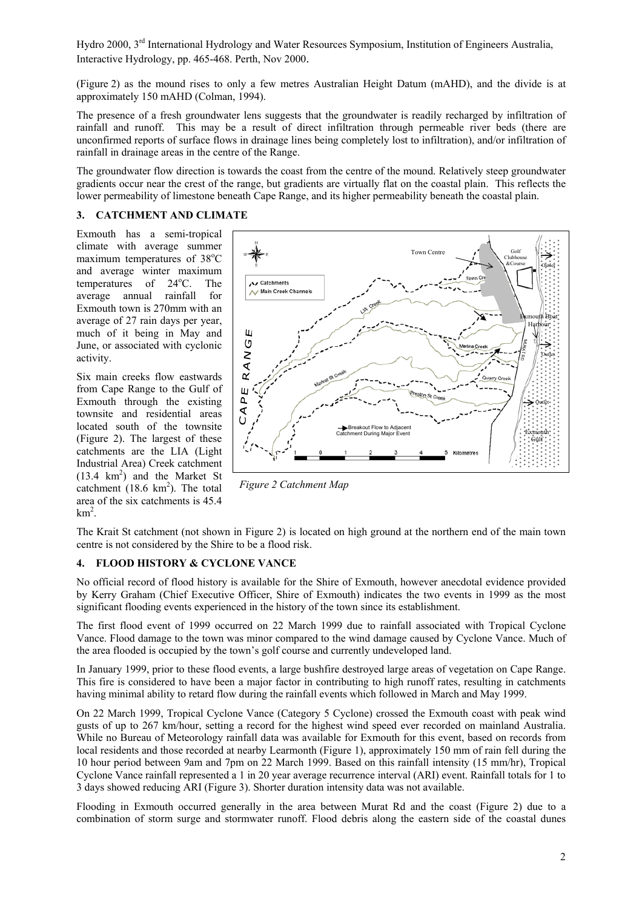(Figure 2) as the mound rises to only a few metres Australian Height Datum (mAHD), and the divide is at approximately 150 mAHD (Colman, 1994).

The presence of a fresh groundwater lens suggests that the groundwater is readily recharged by infiltration of rainfall and runoff. This may be a result of direct infiltration through permeable river beds (there are unconfirmed reports of surface flows in drainage lines being completely lost to infiltration), and/or infiltration of rainfall in drainage areas in the centre of the Range.

The groundwater flow direction is towards the coast from the centre of the mound. Relatively steep groundwater gradients occur near the crest of the range, but gradients are virtually flat on the coastal plain. This reflects the lower permeability of limestone beneath Cape Range, and its higher permeability beneath the coastal plain.

## 3. CATCHMENT AND CLIMATE

Exmouth has a semi-tropical climate with average summer maximum temperatures of 38°C and average winter maximum temperatures of 24°C. The average annual rainfall for Exmouth town is 270mm with an average of 27 rain days per year, much of it being in May and June, or associated with cyclonic activity.

Six main creeks flow eastwards from Cape Range to the Gulf of Exmouth through the existing townsite and residential areas located south of the townsite (Figure 2). The largest of these catchments are the LIA (Light Industrial Area) Creek catchment (13.4 $km^2$) and the Market St catchment (18.6 $km^2$). The total area of the six catchments is 45.4 $km^2$.

*Figure 2 Catchment Map*

The Krait St catchment (not shown in Figure 2) is located on high ground at the northern end of the main town centre is not considered by the Shire to be a flood risk.

## 4. FLOOD HISTORY & CYCLONE VANCE

No official record of flood history is available for the Shire of Exmouth, however anecdotal evidence provided by Kerry Graham (Chief Executive Officer, Shire of Exmouth) indicates the two events in 1999 as the most significant flooding events experienced in the history of the town since its establishment.

The first flood event of 1999 occurred on 22 March 1999 due to rainfall associated with Tropical Cyclone Vance. Flood damage to the town was minor compared to the wind damage caused by Cyclone Vance. Much of the area flooded is occupied by the town's golf course and currently undeveloped land.

In January 1999, prior to these flood events, a large bushfire destroyed large areas of vegetation on Cape Range. This fire is considered to have been a major factor in contributing to high runoff rates, resulting in catchments having minimal ability to retard flow during the rainfall events which followed in March and May 1999.

On 22 March 1999, Tropical Cyclone Vance (Category 5 Cyclone) crossed the Exmouth coast with peak wind gusts of up to 267 km/hour, setting a record for the highest wind speed ever recorded on mainland Australia. While no Bureau of Meteorology rainfall data was available for Exmouth for this event, based on records from local residents and those recorded at nearby Learmonth (Figure 1), approximately 150 mm of rain fell during the 10 hour period between 9am and 7pm on 22 March 1999. Based on this rainfall intensity (15 mm/hr), Tropical Cyclone Vance rainfall represented a 1 in 20 year average recurrence interval (ARI) event. Rainfall totals for 1 to 3 days showed reducing ARI (Figure 3). Shorter duration intensity data was not available.

Flooding in Exmouth occurred generally in the area between Murat Rd and the coast (Figure 2) due to a combination of storm surge and stormwater runoff. Flood debris along the eastern side of the coastal dunes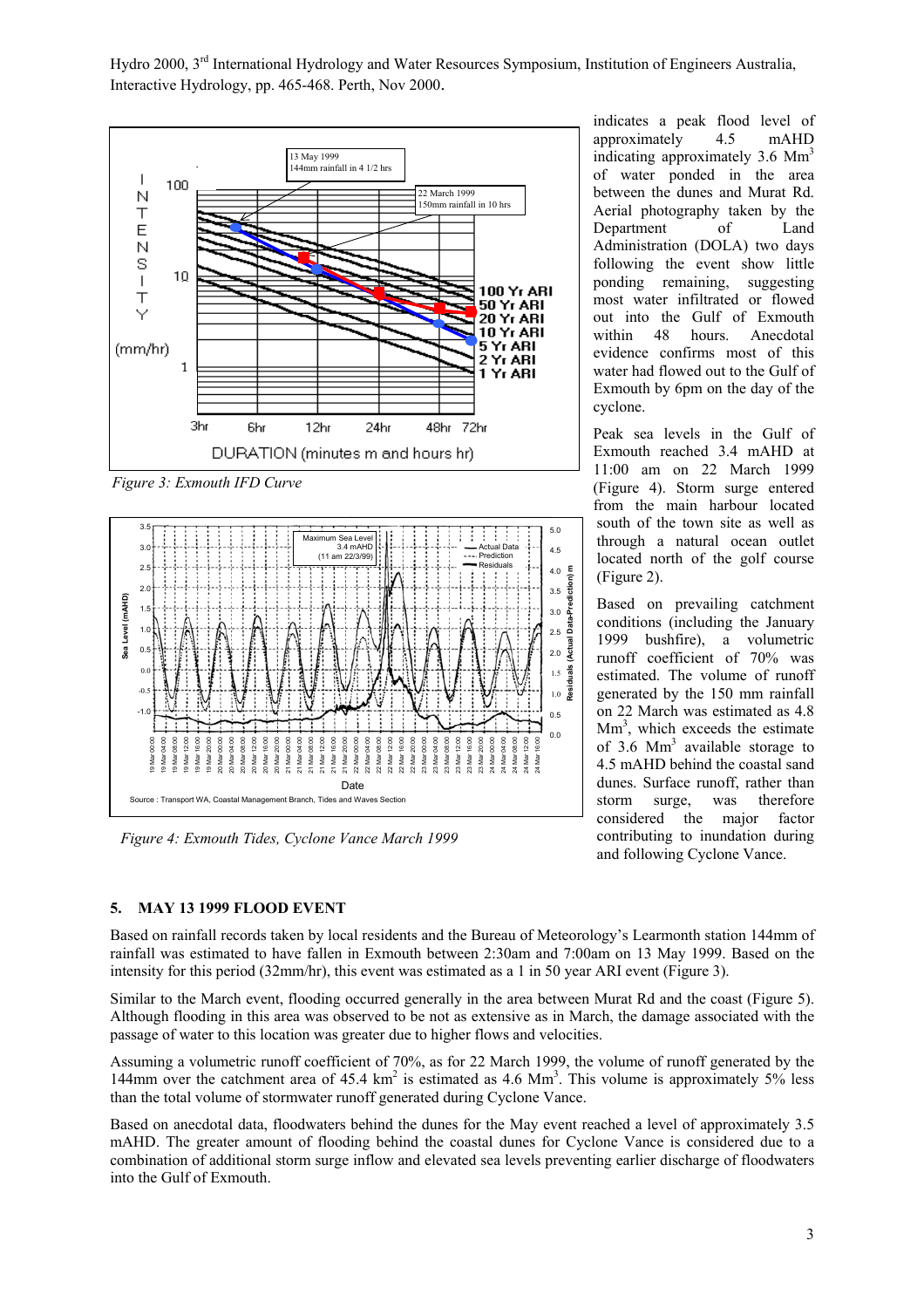*Figure 3: Exmouth IFD Curve*

*Figure 4: Exmouth Tides, Cyclone Vance March 1999*

indicates a peak flood level of approximately 4.5 mAHD indicating approximately 3.6 $Mm^3$ of water ponded in the area between the dunes and Murat Rd. Aerial photography taken by the Department of Land Administration (DOLA) two days following the event show little ponding remaining, suggesting most water infiltrated or flowed out into the Gulf of Exmouth within 48 hours. Anecdotal evidence confirms most of this water had flowed out to the Gulf of Exmouth by 6pm on the day of the cyclone.

Peak sea levels in the Gulf of Exmouth reached 3.4 mAHD at 11:00 am on 22 March 1999 (Figure 4). Storm surge entered from the main harbour located south of the town site as well as through a natural ocean outlet located north of the golf course (Figure 2).

Based on prevailing catchment conditions (including the January 1999 bushfire), a volumetric runoff coefficient of 70% was estimated. The volume of runoff generated by the 150 mm rainfall on 22 March was estimated as 4.8 $Mm^3$, which exceeds the estimate of 3.6 $Mm^3$ available storage to 4.5 mAHD behind the coastal sand dunes. Surface runoff, rather than storm surge, was therefore considered the major factor contributing to inundation during and following Cyclone Vance.

## 5. MAY 13 1999 FLOOD EVENT

Based on rainfall records taken by local residents and the Bureau of Meteorology's Learmonth station 144mm of rainfall was estimated to have fallen in Exmouth between 2:30am and 7:00am on 13 May 1999. Based on the intensity for this period (32mm/hr), this event was estimated as a 1 in 50 year ARI event (Figure 3).

Similar to the March event, flooding occurred generally in the area between Murat Rd and the coast (Figure 5). Although flooding in this area was observed to be not as extensive as in March, the damage associated with the passage of water to this location was greater due to higher flows and velocities.

Assuming a volumetric runoff coefficient of 70%, as for 22 March 1999, the volume of runoff generated by the 144mm over the catchment area of 45.4 $km^2$ is estimated as 4.6 $Mm^3$. This volume is approximately 5% less than the total volume of stormwater runoff generated during Cyclone Vance.

Based on anecdotal data, floodwaters behind the dunes for the May event reached a level of approximately 3.5 mAHD. The greater amount of flooding behind the coastal dunes for Cyclone Vance is considered due to a combination of additional storm surge inflow and elevated sea levels preventing earlier discharge of floodwaters into the Gulf of Exmouth.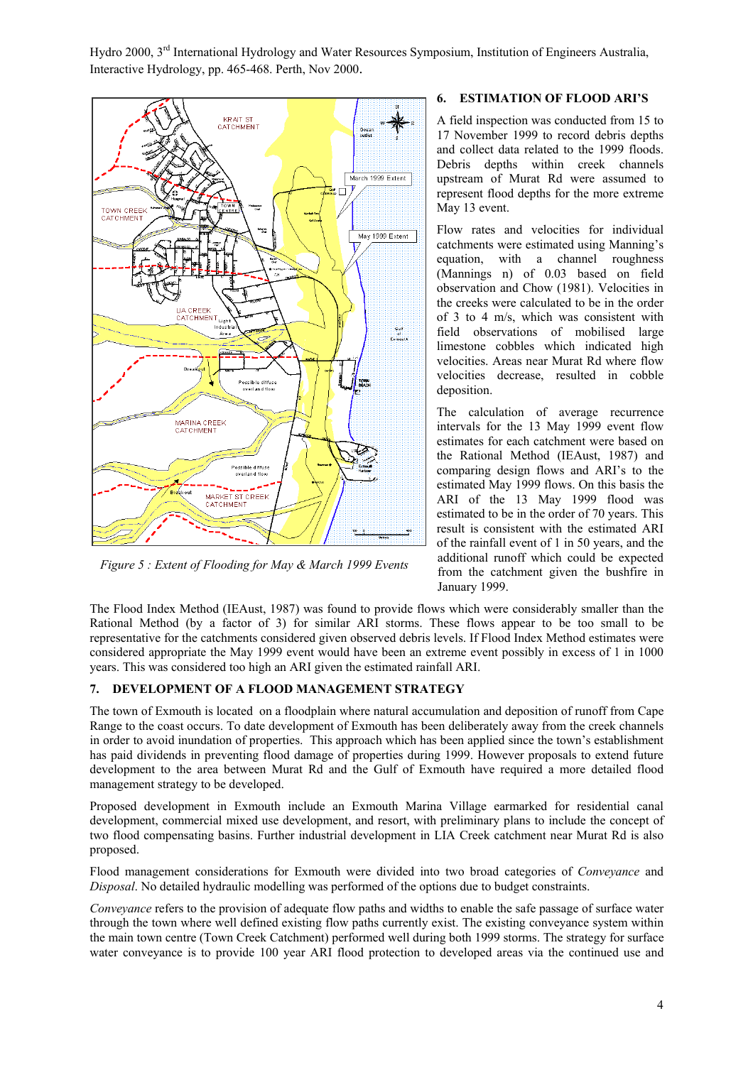Figure 5 : Extent of Flooding for May & March 1999 Events

## 6. ESTIMATION OF FLOOD ARI'S

A field inspection was conducted from 15 to 17 November 1999 to record debris depths and collect data related to the 1999 floods. Debris depths within creek channels upstream of Murat Rd were assumed to represent flood depths for the more extreme May 13 event.

Flow rates and velocities for individual catchments were estimated using Manning's equation, with a channel roughness (Mannings n) of 0.03 based on field observation and Chow (1981). Velocities in the creeks were calculated to be in the order of 3 to 4 m/s, which was consistent with field observations of mobilised large limestone cobbles which indicated high velocities. Areas near Murat Rd where flow velocities decrease, resulted in cobble deposition.

The calculation of average recurrence intervals for the 13 May 1999 event flow estimates for each catchment were based on the Rational Method (IEAust, 1987) and comparing design flows and ARI's to the estimated May 1999 flows. On this basis the ARI of the 13 May 1999 flood was estimated to be in the order of 70 years. This result is consistent with the estimated ARI of the rainfall event of 1 in 50 years, and the additional runoff which could be expected from the catchment given the bushfire in January 1999.

The Flood Index Method (IEAust, 1987) was found to provide flows which were considerably smaller than the Rational Method (by a factor of 3) for similar ARI storms. These flows appear to be too small to be representative for the catchments considered given observed debris levels. If Flood Index Method estimates were considered appropriate the May 1999 event would have been an extreme event possibly in excess of 1 in 1000 years. This was considered too high an ARI given the estimated rainfall ARI.

## 7. DEVELOPMENT OF A FLOOD MANAGEMENT STRATEGY

The town of Exmouth is located on a floodplain where natural accumulation and deposition of runoff from Cape Range to the coast occurs. To date development of Exmouth has been deliberately away from the creek channels in order to avoid inundation of properties. This approach which has been applied since the town's establishment has paid dividends in preventing flood damage of properties during 1999. However proposals to extend future development to the area between Murat Rd and the Gulf of Exmouth have required a more detailed flood management strategy to be developed.

Proposed development in Exmouth include an Exmouth Marina Village earmarked for residential canal development, commercial mixed use development, and resort, with preliminary plans to include the concept of two flood compensating basins. Further industrial development in LIA Creek catchment near Murat Rd is also proposed.

Flood management considerations for Exmouth were divided into two broad categories of *Conveyance* and *Disposal*. No detailed hydraulic modelling was performed of the options due to budget constraints.

*Conveyance* refers to the provision of adequate flow paths and widths to enable the safe passage of surface water through the town where well defined existing flow paths currently exist. The existing conveyance system within the main town centre (Town Creek Catchment) performed well during both 1999 storms. The strategy for surface water conveyance is to provide 100 year ARI flood protection to developed areas via the continued use and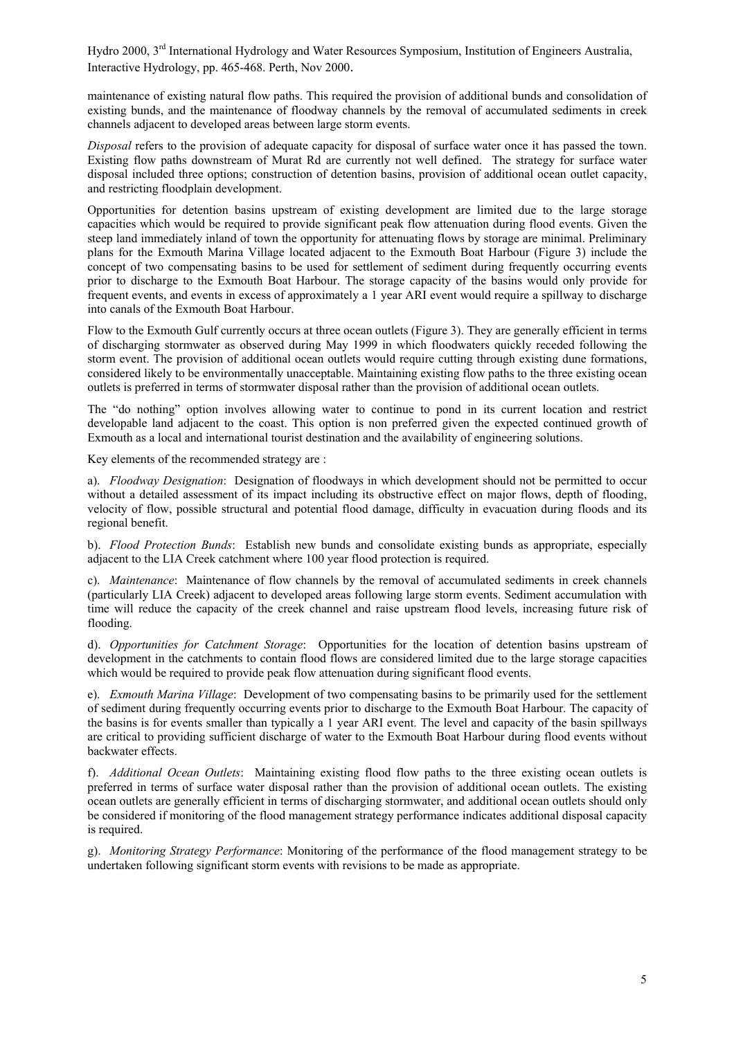maintenance of existing natural flow paths. This required the provision of additional bunds and consolidation of existing bunds, and the maintenance of floodway channels by the removal of accumulated sediments in creek channels adjacent to developed areas between large storm events.

*Disposal* refers to the provision of adequate capacity for disposal of surface water once it has passed the town. Existing flow paths downstream of Murat Rd are currently not well defined. The strategy for surface water disposal included three options; construction of detention basins, provision of additional ocean outlet capacity, and restricting floodplain development.

Opportunities for detention basins upstream of existing development are limited due to the large storage capacities which would be required to provide significant peak flow attenuation during flood events. Given the steep land immediately inland of town the opportunity for attenuating flows by storage are minimal. Preliminary plans for the Exmouth Marina Village located adjacent to the Exmouth Boat Harbour (Figure 3) include the concept of two compensating basins to be used for settlement of sediment during frequently occurring events prior to discharge to the Exmouth Boat Harbour. The storage capacity of the basins would only provide for frequent events, and events in excess of approximately a 1 year ARI event would require a spillway to discharge into canals of the Exmouth Boat Harbour.

Flow to the Exmouth Gulf currently occurs at three ocean outlets (Figure 3). They are generally efficient in terms of discharging stormwater as observed during May 1999 in which floodwaters quickly receded following the storm event. The provision of additional ocean outlets would require cutting through existing dune formations, considered likely to be environmentally unacceptable. Maintaining existing flow paths to the three existing ocean outlets is preferred in terms of stormwater disposal rather than the provision of additional ocean outlets.

The "do nothing" option involves allowing water to continue to pond in its current location and restrict developable land adjacent to the coast. This option is non preferred given the expected continued growth of Exmouth as a local and international tourist destination and the availability of engineering solutions.

Key elements of the recommended strategy are :

a). *Floodway Designation*: Designation of floodways in which development should not be permitted to occur without a detailed assessment of its impact including its obstructive effect on major flows, depth of flooding, velocity of flow, possible structural and potential flood damage, difficulty in evacuation during floods and its regional benefit.

b). *Flood Protection Bunds*: Establish new bunds and consolidate existing bunds as appropriate, especially adjacent to the LIA Creek catchment where 100 year flood protection is required.

c). *Maintenance*: Maintenance of flow channels by the removal of accumulated sediments in creek channels (particularly LIA Creek) adjacent to developed areas following large storm events. Sediment accumulation with time will reduce the capacity of the creek channel and raise upstream flood levels, increasing future risk of flooding.

d). *Opportunities for Catchment Storage*: Opportunities for the location of detention basins upstream of development in the catchments to contain flood flows are considered limited due to the large storage capacities which would be required to provide peak flow attenuation during significant flood events.

e). *Exmouth Marina Village*: Development of two compensating basins to be primarily used for the settlement of sediment during frequently occurring events prior to discharge to the Exmouth Boat Harbour. The capacity of the basins is for events smaller than typically a 1 year ARI event. The level and capacity of the basin spillways are critical to providing sufficient discharge of water to the Exmouth Boat Harbour during flood events without backwater effects.

f). *Additional Ocean Outlets*: Maintaining existing flood flow paths to the three existing ocean outlets is preferred in terms of surface water disposal rather than the provision of additional ocean outlets. The existing ocean outlets are generally efficient in terms of discharging stormwater, and additional ocean outlets should only be considered if monitoring of the flood management strategy performance indicates additional disposal capacity is required.

g). *Monitoring Strategy Performance*: Monitoring of the performance of the flood management strategy to be undertaken following significant storm events with revisions to be made as appropriate.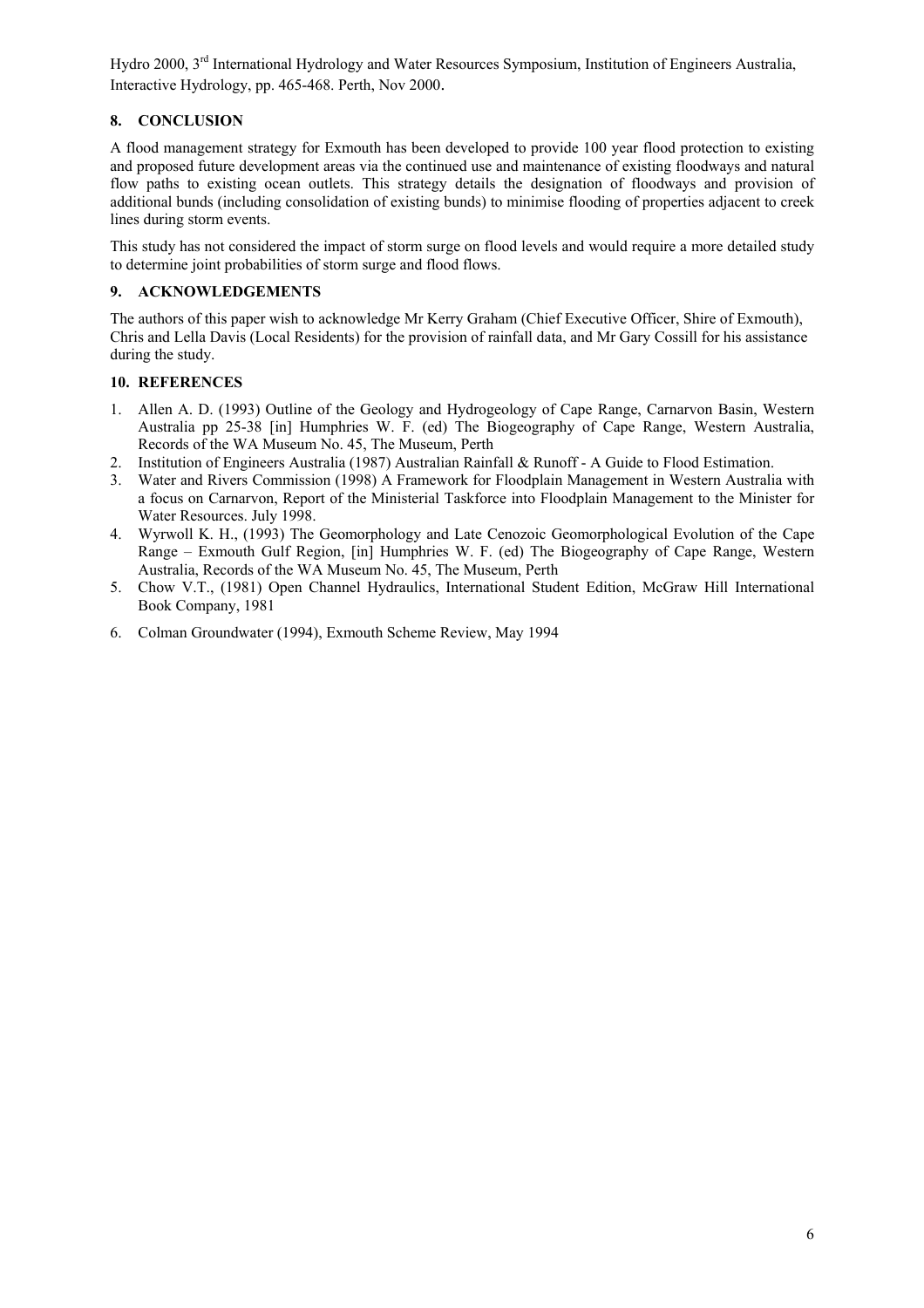## 8. CONCLUSION

A flood management strategy for Exmouth has been developed to provide 100 year flood protection to existing and proposed future development areas via the continued use and maintenance of existing floodways and natural flow paths to existing ocean outlets. This strategy details the designation of floodways and provision of additional bunds (including consolidation of existing bunds) to minimise flooding of properties adjacent to creek lines during storm events.

This study has not considered the impact of storm surge on flood levels and would require a more detailed study to determine joint probabilities of storm surge and flood flows.

## 9. ACKNOWLEDGEMENTS

The authors of this paper wish to acknowledge Mr Kerry Graham (Chief Executive Officer, Shire of Exmouth), Chris and Lella Davis (Local Residents) for the provision of rainfall data, and Mr Gary Cossill for his assistance during the study.

## 10. REFERENCES

1. Allen A. D. (1993) Outline of the Geology and Hydrogeology of Cape Range, Carnarvon Basin, Western Australia pp 25-38 [in] Humphries W. F. (ed) The Biogeography of Cape Range, Western Australia, Records of the WA Museum No. 45, The Museum, Perth
2. Institution of Engineers Australia (1987) Australian Rainfall & Runoff - A Guide to Flood Estimation.
3. Water and Rivers Commission (1998) A Framework for Floodplain Management in Western Australia with a focus on Carnarvon, Report of the Ministerial Taskforce into Floodplain Management to the Minister for Water Resources. July 1998.
4. Wyrwoll K. H., (1993) The Geomorphology and Late Cenozoic Geomorphological Evolution of the Cape Range – Exmouth Gulf Region, [in] Humphries W. F. (ed) The Biogeography of Cape Range, Western Australia, Records of the WA Museum No. 45, The Museum, Perth
5. Chow V.T., (1981) Open Channel Hydraulics, International Student Edition, McGraw Hill International Book Company, 1981
6. Colman Groundwater (1994), Exmouth Scheme Review, May 1994